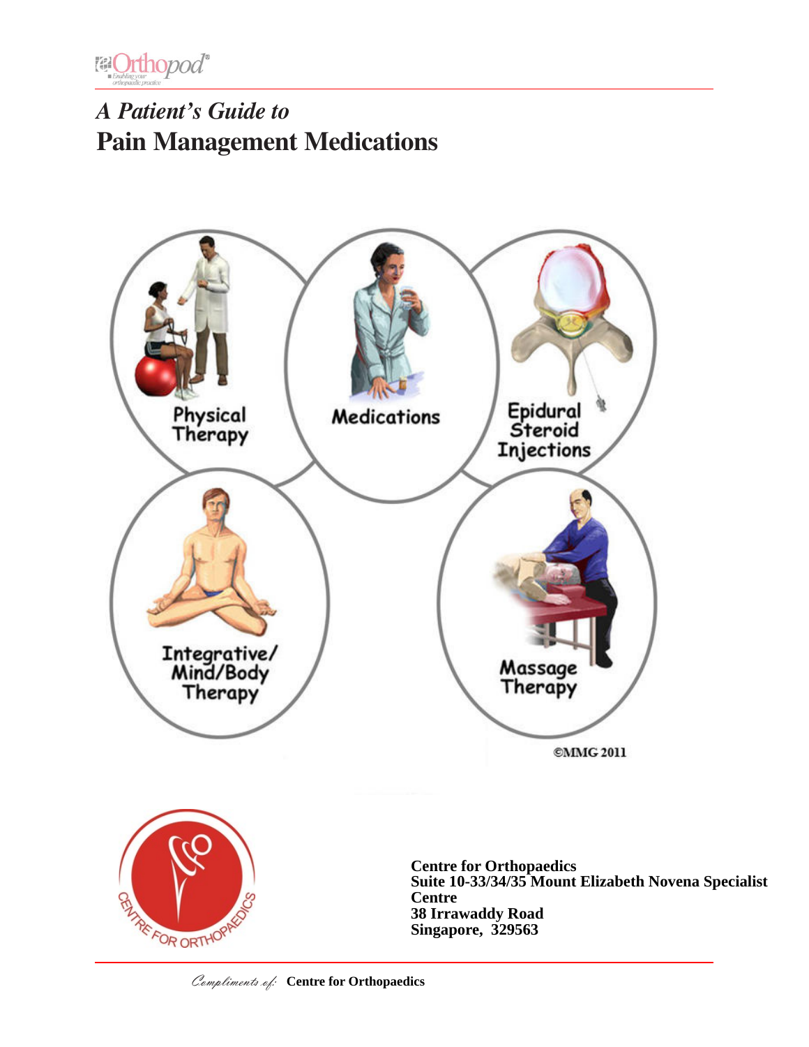# *A Patient's Guide to*
# Pain Management Medications

Physical Therapy

Medications

Epidural Steroid Injections

Integrative/ Mind/Body Therapy

Massage Therapy

©MMG 2011

**Centre for Orthopaedics**
**Suite 10-33/34/35 Mount Elizabeth Novena Specialist Centre**
**38 Irrawaddy Road**
**Singapore, 329563**

*Compliments of:* **Centre for Orthopaedics**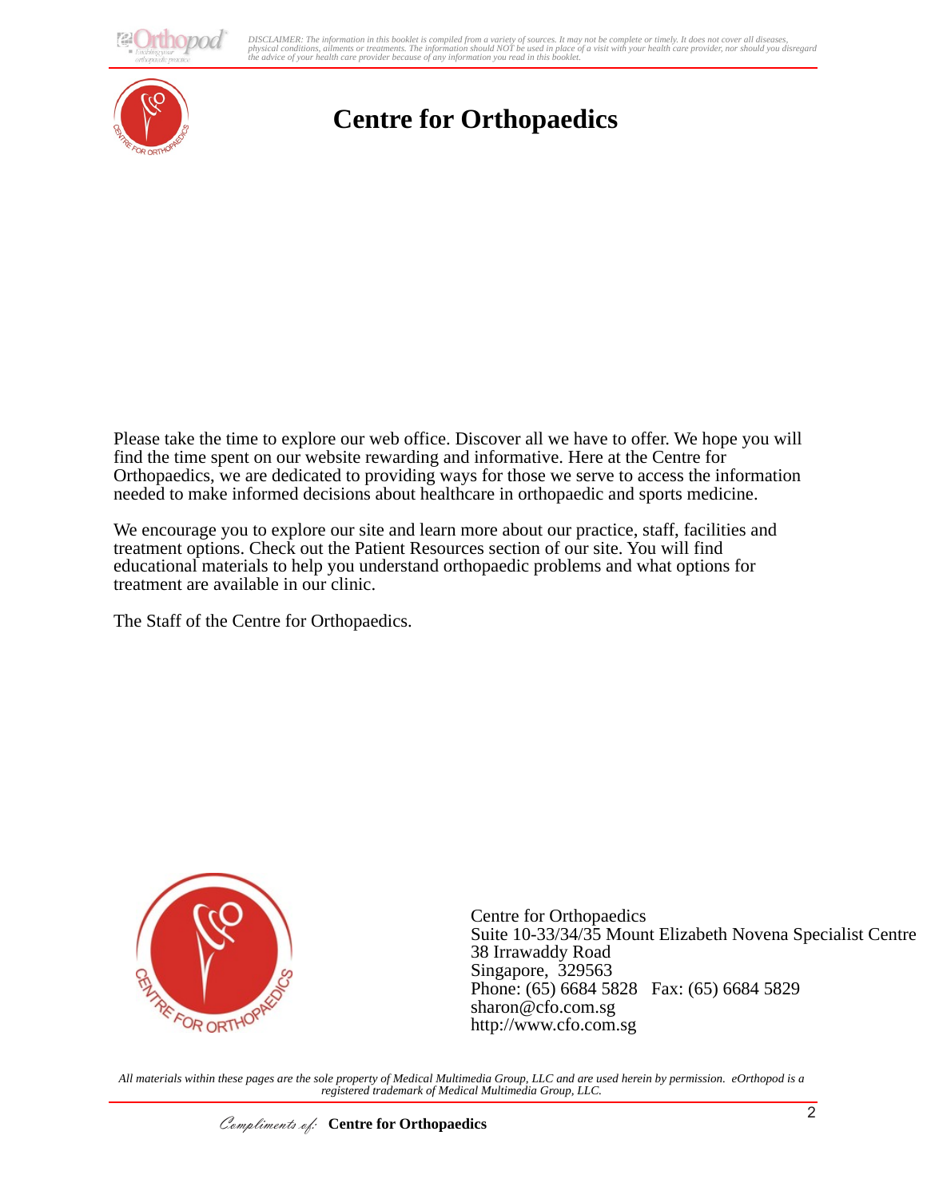# Centre for Orthopaedics

Please take the time to explore our web office. Discover all we have to offer. We hope you will find the time spent on our website rewarding and informative. Here at the Centre for Orthopaedics, we are dedicated to providing ways for those we serve to access the information needed to make informed decisions about healthcare in orthopaedic and sports medicine.

We encourage you to explore our site and learn more about our practice, staff, facilities and treatment options. Check out the Patient Resources section of our site. You will find educational materials to help you understand orthopaedic problems and what options for treatment are available in our clinic.

The Staff of the Centre for Orthopaedics.

Centre for Orthopaedics
Suite 10-33/34/35 Mount Elizabeth Novena Specialist Centre
38 Irrawaddy Road
Singapore, 329563
Phone: (65) 6684 5828 Fax: (65) 6684 5829
sharon@cfo.com.sg
http://www.cfo.com.sg

*All materials within these pages are the sole property of Medical Multimedia Group, LLC and are used herein by permission. eOrthopod is a registered trademark of Medical Multimedia Group, LLC.*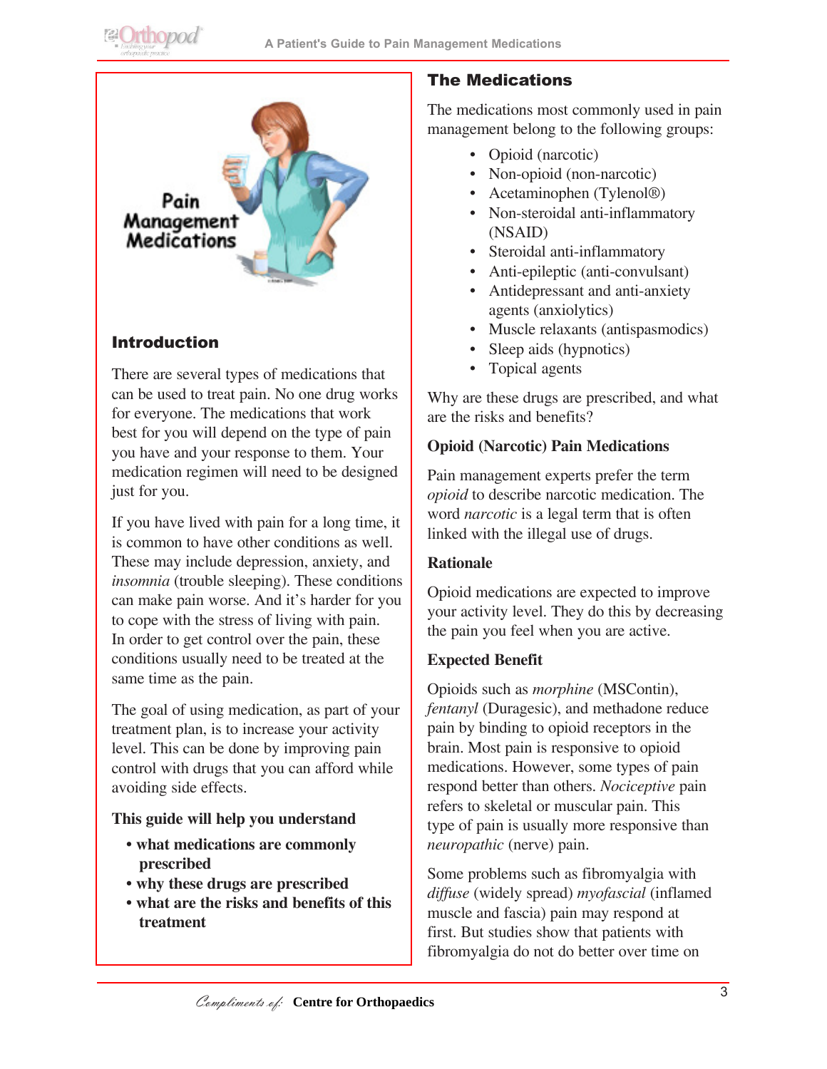## Introduction

There are several types of medications that can be used to treat pain. No one drug works for everyone. The medications that work best for you will depend on the type of pain you have and your response to them. Your medication regimen will need to be designed just for you.

If you have lived with pain for a long time, it is common to have other conditions as well. These may include depression, anxiety, and *insomnia* (trouble sleeping). These conditions can make pain worse. And it's harder for you to cope with the stress of living with pain. In order to get control over the pain, these conditions usually need to be treated at the same time as the pain.

The goal of using medication, as part of your treatment plan, is to increase your activity level. This can be done by improving pain control with drugs that you can afford while avoiding side effects.

**This guide will help you understand**

- **what medications are commonly prescribed**
- **why these drugs are prescribed**
- **what are the risks and benefits of this treatment**

## The Medications

The medications most commonly used in pain management belong to the following groups:

- Opioid (narcotic)
- Non-opioid (non-narcotic)
- Acetaminophen (Tylenol®)
- Non-steroidal anti-inflammatory (NSAID)
- Steroidal anti-inflammatory
- Anti-epileptic (anti-convulsant)
- Antidepressant and anti-anxiety agents (anxiolytics)
- Muscle relaxants (antispasmodics)
- Sleep aids (hypnotics)
- Topical agents

Why are these drugs prescribed, and what are the risks and benefits?

### Opioid (Narcotic) Pain Medications

Pain management experts prefer the term *opioid* to describe narcotic medication. The word *narcotic* is a legal term that is often linked with the illegal use of drugs.

#### Rationale

Opioid medications are expected to improve your activity level. They do this by decreasing the pain you feel when you are active.

#### Expected Benefit

Opioids such as *morphine* (MSContin), *fentanyl* (Duragesic), and methadone reduce pain by binding to opioid receptors in the brain. Most pain is responsive to opioid medications. However, some types of pain respond better than others. *Nociceptive* pain refers to skeletal or muscular pain. This type of pain is usually more responsive than *neuropathic* (nerve) pain.

Some problems such as fibromyalgia with *diffuse* (widely spread) *myofascial* (inflamed muscle and fascia) pain may respond at first. But studies show that patients with fibromyalgia do not do better over time on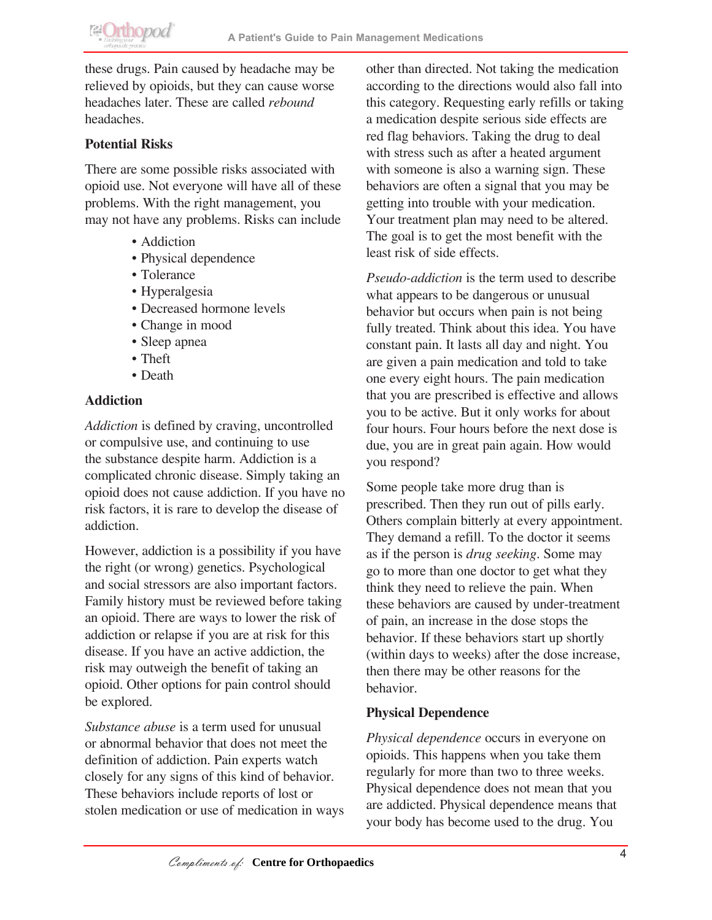these drugs. Pain caused by headache may be relieved by opioids, but they can cause worse headaches later. These are called *rebound* headaches.

### Potential Risks

There are some possible risks associated with opioid use. Not everyone will have all of these problems. With the right management, you may not have any problems. Risks can include

- Addiction
- Physical dependence
- Tolerance
- Hyperalgesia
- Decreased hormone levels
- Change in mood
- Sleep apnea
- Theft
- Death

### Addiction

*Addiction* is defined by craving, uncontrolled or compulsive use, and continuing to use the substance despite harm. Addiction is a complicated chronic disease. Simply taking an opioid does not cause addiction. If you have no risk factors, it is rare to develop the disease of addiction.

However, addiction is a possibility if you have the right (or wrong) genetics. Psychological and social stressors are also important factors. Family history must be reviewed before taking an opioid. There are ways to lower the risk of addiction or relapse if you are at risk for this disease. If you have an active addiction, the risk may outweigh the benefit of taking an opioid. Other options for pain control should be explored.

*Substance abuse* is a term used for unusual or abnormal behavior that does not meet the definition of addiction. Pain experts watch closely for any signs of this kind of behavior. These behaviors include reports of lost or stolen medication or use of medication in ways other than directed. Not taking the medication according to the directions would also fall into this category. Requesting early refills or taking a medication despite serious side effects are red flag behaviors. Taking the drug to deal with stress such as after a heated argument with someone is also a warning sign. These behaviors are often a signal that you may be getting into trouble with your medication. Your treatment plan may need to be altered. The goal is to get the most benefit with the least risk of side effects.

*Pseudo-addiction* is the term used to describe what appears to be dangerous or unusual behavior but occurs when pain is not being fully treated. Think about this idea. You have constant pain. It lasts all day and night. You are given a pain medication and told to take one every eight hours. The pain medication that you are prescribed is effective and allows you to be active. But it only works for about four hours. Four hours before the next dose is due, you are in great pain again. How would you respond?

Some people take more drug than is prescribed. Then they run out of pills early. Others complain bitterly at every appointment. They demand a refill. To the doctor it seems as if the person is *drug seeking*. Some may go to more than one doctor to get what they think they need to relieve the pain. When these behaviors are caused by under-treatment of pain, an increase in the dose stops the behavior. If these behaviors start up shortly (within days to weeks) after the dose increase, then there may be other reasons for the behavior.

### Physical Dependence

*Physical dependence* occurs in everyone on opioids. This happens when you take them regularly for more than two to three weeks. Physical dependence does not mean that you are addicted. Physical dependence means that your body has become used to the drug. You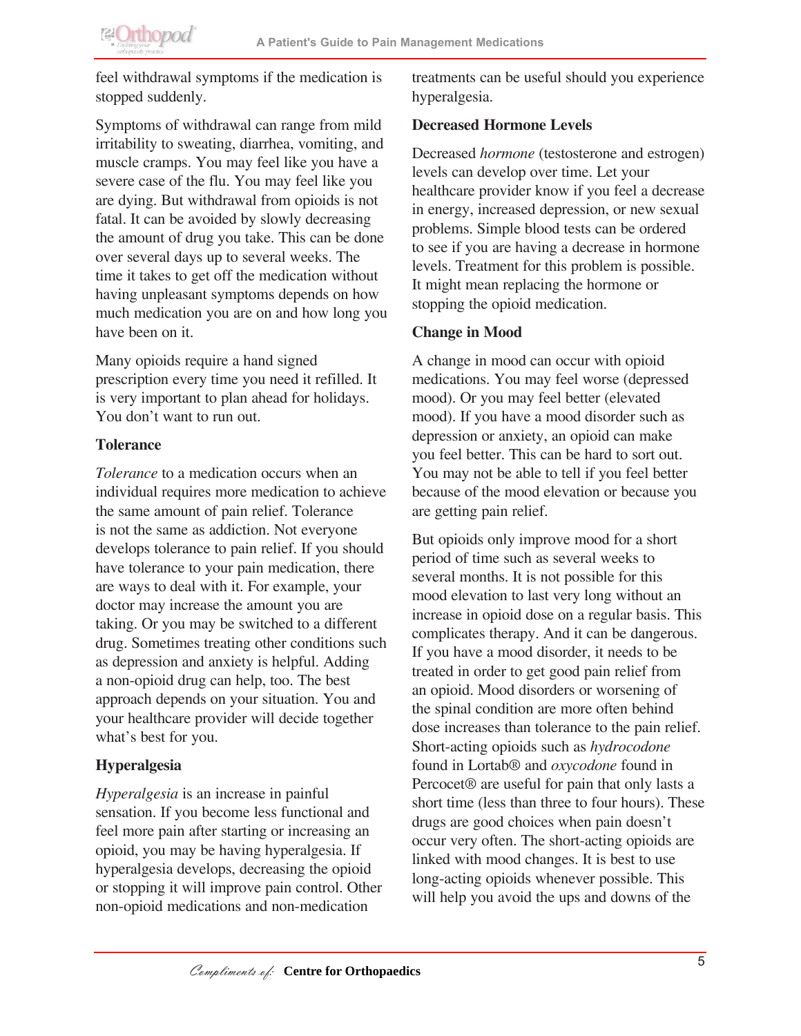feel withdrawal symptoms if the medication is stopped suddenly.

Symptoms of withdrawal can range from mild irritability to sweating, diarrhea, vomiting, and muscle cramps. You may feel like you have a severe case of the flu. You may feel like you are dying. But withdrawal from opioids is not fatal. It can be avoided by slowly decreasing the amount of drug you take. This can be done over several days up to several weeks. The time it takes to get off the medication without having unpleasant symptoms depends on how much medication you are on and how long you have been on it.

Many opioids require a hand signed prescription every time you need it refilled. It is very important to plan ahead for holidays. You don't want to run out.

### Tolerance

*Tolerance* to a medication occurs when an individual requires more medication to achieve the same amount of pain relief. Tolerance is not the same as addiction. Not everyone develops tolerance to pain relief. If you should have tolerance to your pain medication, there are ways to deal with it. For example, your doctor may increase the amount you are taking. Or you may be switched to a different drug. Sometimes treating other conditions such as depression and anxiety is helpful. Adding a non-opioid drug can help, too. The best approach depends on your situation. You and your healthcare provider will decide together what's best for you.

### Hyperalgesia

*Hyperalgesia* is an increase in painful sensation. If you become less functional and feel more pain after starting or increasing an opioid, you may be having hyperalgesia. If hyperalgesia develops, decreasing the opioid or stopping it will improve pain control. Other non-opioid medications and non-medication treatments can be useful should you experience hyperalgesia.

### Decreased Hormone Levels

Decreased *hormone* (testosterone and estrogen) levels can develop over time. Let your healthcare provider know if you feel a decrease in energy, increased depression, or new sexual problems. Simple blood tests can be ordered to see if you are having a decrease in hormone levels. Treatment for this problem is possible. It might mean replacing the hormone or stopping the opioid medication.

### Change in Mood

A change in mood can occur with opioid medications. You may feel worse (depressed mood). Or you may feel better (elevated mood). If you have a mood disorder such as depression or anxiety, an opioid can make you feel better. This can be hard to sort out. You may not be able to tell if you feel better because of the mood elevation or because you are getting pain relief.

But opioids only improve mood for a short period of time such as several weeks to several months. It is not possible for this mood elevation to last very long without an increase in opioid dose on a regular basis. This complicates therapy. And it can be dangerous. If you have a mood disorder, it needs to be treated in order to get good pain relief from an opioid. Mood disorders or worsening of the spinal condition are more often behind dose increases than tolerance to the pain relief. Short-acting opioids such as *hydrocodone* found in Lortab® and *oxycodone* found in Percocet® are useful for pain that only lasts a short time (less than three to four hours). These drugs are good choices when pain doesn't occur very often. The short-acting opioids are linked with mood changes. It is best to use long-acting opioids whenever possible. This will help you avoid the ups and downs of the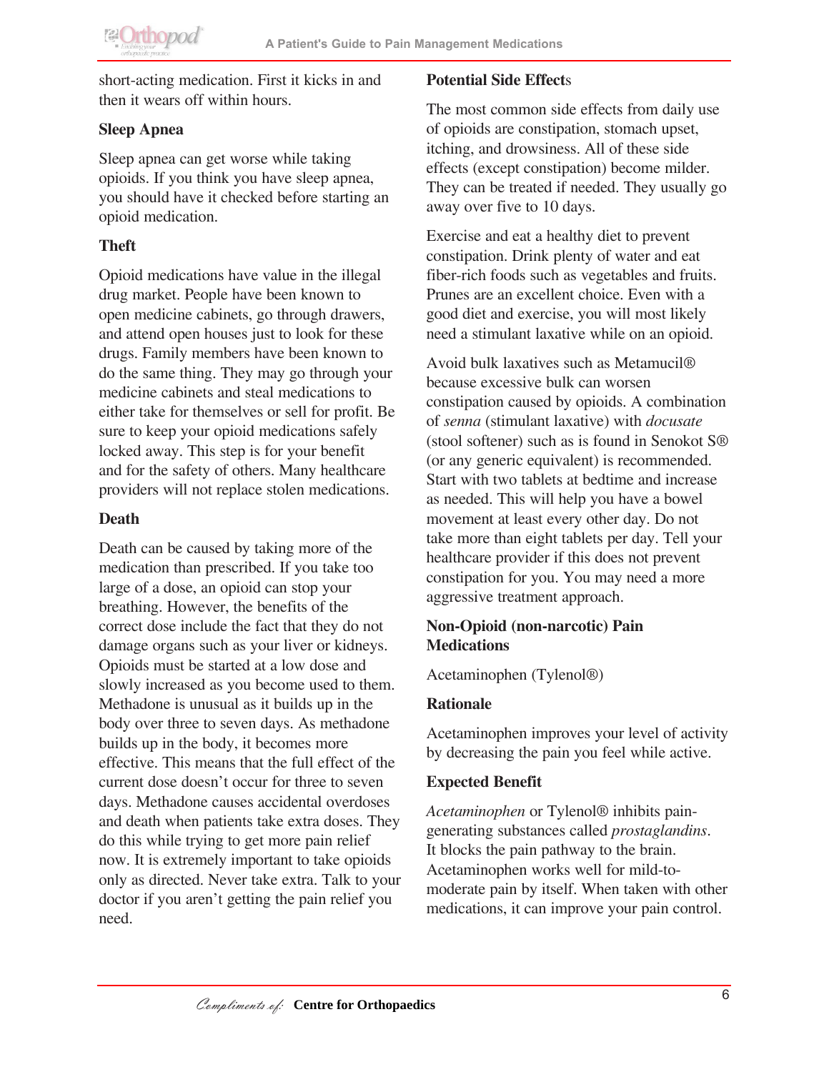short-acting medication. First it kicks in and then it wears off within hours.

### Sleep Apnea

Sleep apnea can get worse while taking opioids. If you think you have sleep apnea, you should have it checked before starting an opioid medication.

### Theft

Opioid medications have value in the illegal drug market. People have been known to open medicine cabinets, go through drawers, and attend open houses just to look for these drugs. Family members have been known to do the same thing. They may go through your medicine cabinets and steal medications to either take for themselves or sell for profit. Be sure to keep your opioid medications safely locked away. This step is for your benefit and for the safety of others. Many healthcare providers will not replace stolen medications.

### Death

Death can be caused by taking more of the medication than prescribed. If you take too large of a dose, an opioid can stop your breathing. However, the benefits of the correct dose include the fact that they do not damage organs such as your liver or kidneys. Opioids must be started at a low dose and slowly increased as you become used to them. Methadone is unusual as it builds up in the body over three to seven days. As methadone builds up in the body, it becomes more effective. This means that the full effect of the current dose doesn't occur for three to seven days. Methadone causes accidental overdoses and death when patients take extra doses. They do this while trying to get more pain relief now. It is extremely important to take opioids only as directed. Never take extra. Talk to your doctor if you aren't getting the pain relief you need.

### Potential Side Effects

The most common side effects from daily use of opioids are constipation, stomach upset, itching, and drowsiness. All of these side effects (except constipation) become milder. They can be treated if needed. They usually go away over five to 10 days.

Exercise and eat a healthy diet to prevent constipation. Drink plenty of water and eat fiber-rich foods such as vegetables and fruits. Prunes are an excellent choice. Even with a good diet and exercise, you will most likely need a stimulant laxative while on an opioid.

Avoid bulk laxatives such as Metamucil® because excessive bulk can worsen constipation caused by opioids. A combination of *senna* (stimulant laxative) with *docusate* (stool softener) such as is found in Senokot S® (or any generic equivalent) is recommended. Start with two tablets at bedtime and increase as needed. This will help you have a bowel movement at least every other day. Do not take more than eight tablets per day. Tell your healthcare provider if this does not prevent constipation for you. You may need a more aggressive treatment approach.

### Non-Opioid (non-narcotic) Pain Medications

Acetaminophen (Tylenol®)

### Rationale

Acetaminophen improves your level of activity by decreasing the pain you feel while active.

### Expected Benefit

*Acetaminophen* or Tylenol® inhibits pain-generating substances called *prostaglandins*. It blocks the pain pathway to the brain. Acetaminophen works well for mild-to-moderate pain by itself. When taken with other medications, it can improve your pain control.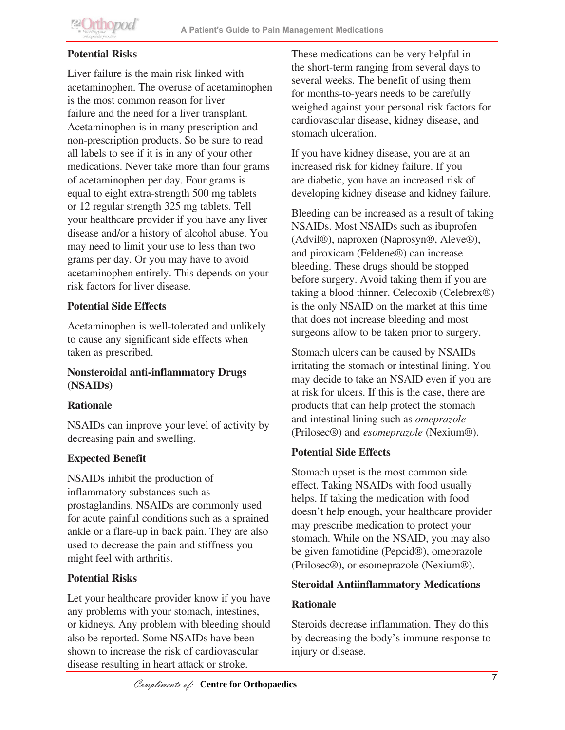**Potential Risks**

Liver failure is the main risk linked with acetaminophen. The overuse of acetaminophen is the most common reason for liver failure and the need for a liver transplant. Acetaminophen is in many prescription and non-prescription products. So be sure to read all labels to see if it is in any of your other medications. Never take more than four grams of acetaminophen per day. Four grams is equal to eight extra-strength 500 mg tablets or 12 regular strength 325 mg tablets. Tell your healthcare provider if you have any liver disease and/or a history of alcohol abuse. You may need to limit your use to less than two grams per day. Or you may have to avoid acetaminophen entirely. This depends on your risk factors for liver disease.

**Potential Side Effects**

Acetaminophen is well-tolerated and unlikely to cause any significant side effects when taken as prescribed.

**Nonsteroidal anti-inflammatory Drugs (NSAIDs)**

**Rationale**

NSAIDs can improve your level of activity by decreasing pain and swelling.

**Expected Benefit**

NSAIDs inhibit the production of inflammatory substances such as prostaglandins. NSAIDs are commonly used for acute painful conditions such as a sprained ankle or a flare-up in back pain. They are also used to decrease the pain and stiffness you might feel with arthritis.

**Potential Risks**

Let your healthcare provider know if you have any problems with your stomach, intestines, or kidneys. Any problem with bleeding should also be reported. Some NSAIDs have been shown to increase the risk of cardiovascular disease resulting in heart attack or stroke.

These medications can be very helpful in the short-term ranging from several days to several weeks. The benefit of using them for months-to-years needs to be carefully weighed against your personal risk factors for cardiovascular disease, kidney disease, and stomach ulceration.

If you have kidney disease, you are at an increased risk for kidney failure. If you are diabetic, you have an increased risk of developing kidney disease and kidney failure.

Bleeding can be increased as a result of taking NSAIDs. Most NSAIDs such as ibuprofen (Advil®), naproxen (Naprosyn®, Aleve®), and piroxicam (Feldene®) can increase bleeding. These drugs should be stopped before surgery. Avoid taking them if you are taking a blood thinner. Celecoxib (Celebrex®) is the only NSAID on the market at this time that does not increase bleeding and most surgeons allow to be taken prior to surgery.

Stomach ulcers can be caused by NSAIDs irritating the stomach or intestinal lining. You may decide to take an NSAID even if you are at risk for ulcers. If this is the case, there are products that can help protect the stomach and intestinal lining such as *omeprazole* (Prilosec®) and *esomeprazole* (Nexium®).

**Potential Side Effects**

Stomach upset is the most common side effect. Taking NSAIDs with food usually helps. If taking the medication with food doesn't help enough, your healthcare provider may prescribe medication to protect your stomach. While on the NSAID, you may also be given famotidine (Pepcid®), omeprazole (Prilosec®), or esomeprazole (Nexium®).

**Steroidal Antiinflammatory Medications**

**Rationale**

Steroids decrease inflammation. They do this by decreasing the body's immune response to injury or disease.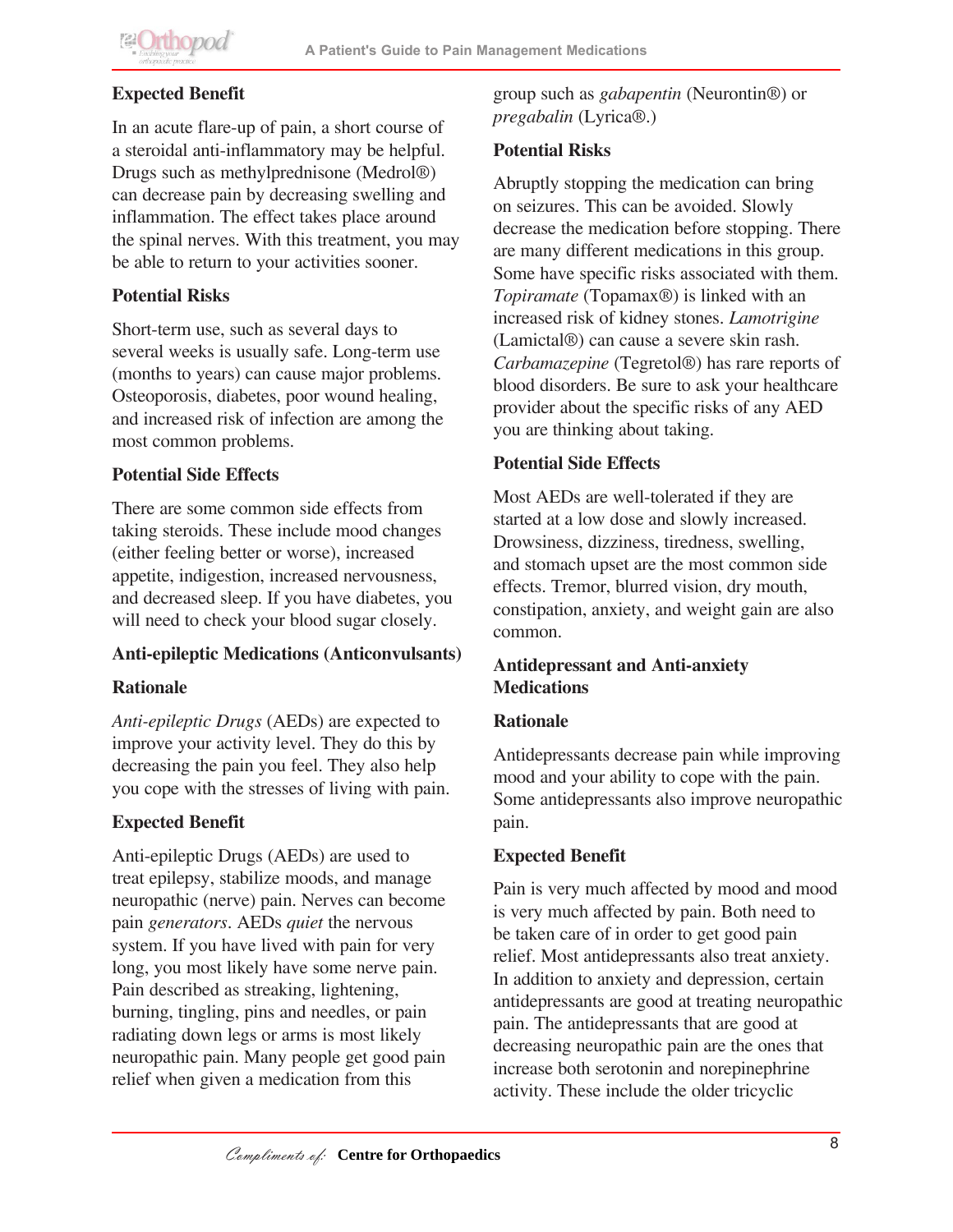### Expected Benefit

In an acute flare-up of pain, a short course of a steroidal anti-inflammatory may be helpful. Drugs such as methylprednisone (Medrol®) can decrease pain by decreasing swelling and inflammation. The effect takes place around the spinal nerves. With this treatment, you may be able to return to your activities sooner.

### Potential Risks

Short-term use, such as several days to several weeks is usually safe. Long-term use (months to years) can cause major problems. Osteoporosis, diabetes, poor wound healing, and increased risk of infection are among the most common problems.

### Potential Side Effects

There are some common side effects from taking steroids. These include mood changes (either feeling better or worse), increased appetite, indigestion, increased nervousness, and decreased sleep. If you have diabetes, you will need to check your blood sugar closely.

## Anti-epileptic Medications (Anticonvulsants)

### Rationale

*Anti-epileptic Drugs* (AEDs) are expected to improve your activity level. They do this by decreasing the pain you feel. They also help you cope with the stresses of living with pain.

### Expected Benefit

Anti-epileptic Drugs (AEDs) are used to treat epilepsy, stabilize moods, and manage neuropathic (nerve) pain. Nerves can become pain *generators*. AEDs *quiet* the nervous system. If you have lived with pain for very long, you most likely have some nerve pain. Pain described as streaking, lightening, burning, tingling, pins and needles, or pain radiating down legs or arms is most likely neuropathic pain. Many people get good pain relief when given a medication from this group such as *gabapentin* (Neurontin®) or *pregabalin* (Lyrica®.)

### Potential Risks

Abruptly stopping the medication can bring on seizures. This can be avoided. Slowly decrease the medication before stopping. There are many different medications in this group. Some have specific risks associated with them. *Topiramate* (Topamax®) is linked with an increased risk of kidney stones. *Lamotrigine* (Lamictal®) can cause a severe skin rash. *Carbamazepine* (Tegretol®) has rare reports of blood disorders. Be sure to ask your healthcare provider about the specific risks of any AED you are thinking about taking.

### Potential Side Effects

Most AEDs are well-tolerated if they are started at a low dose and slowly increased. Drowsiness, dizziness, tiredness, swelling, and stomach upset are the most common side effects. Tremor, blurred vision, dry mouth, constipation, anxiety, and weight gain are also common.

## Antidepressant and Anti-anxiety Medications

### Rationale

Antidepressants decrease pain while improving mood and your ability to cope with the pain. Some antidepressants also improve neuropathic pain.

### Expected Benefit

Pain is very much affected by mood and mood is very much affected by pain. Both need to be taken care of in order to get good pain relief. Most antidepressants also treat anxiety. In addition to anxiety and depression, certain antidepressants are good at treating neuropathic pain. The antidepressants that are good at decreasing neuropathic pain are the ones that increase both serotonin and norepinephrine activity. These include the older tricyclic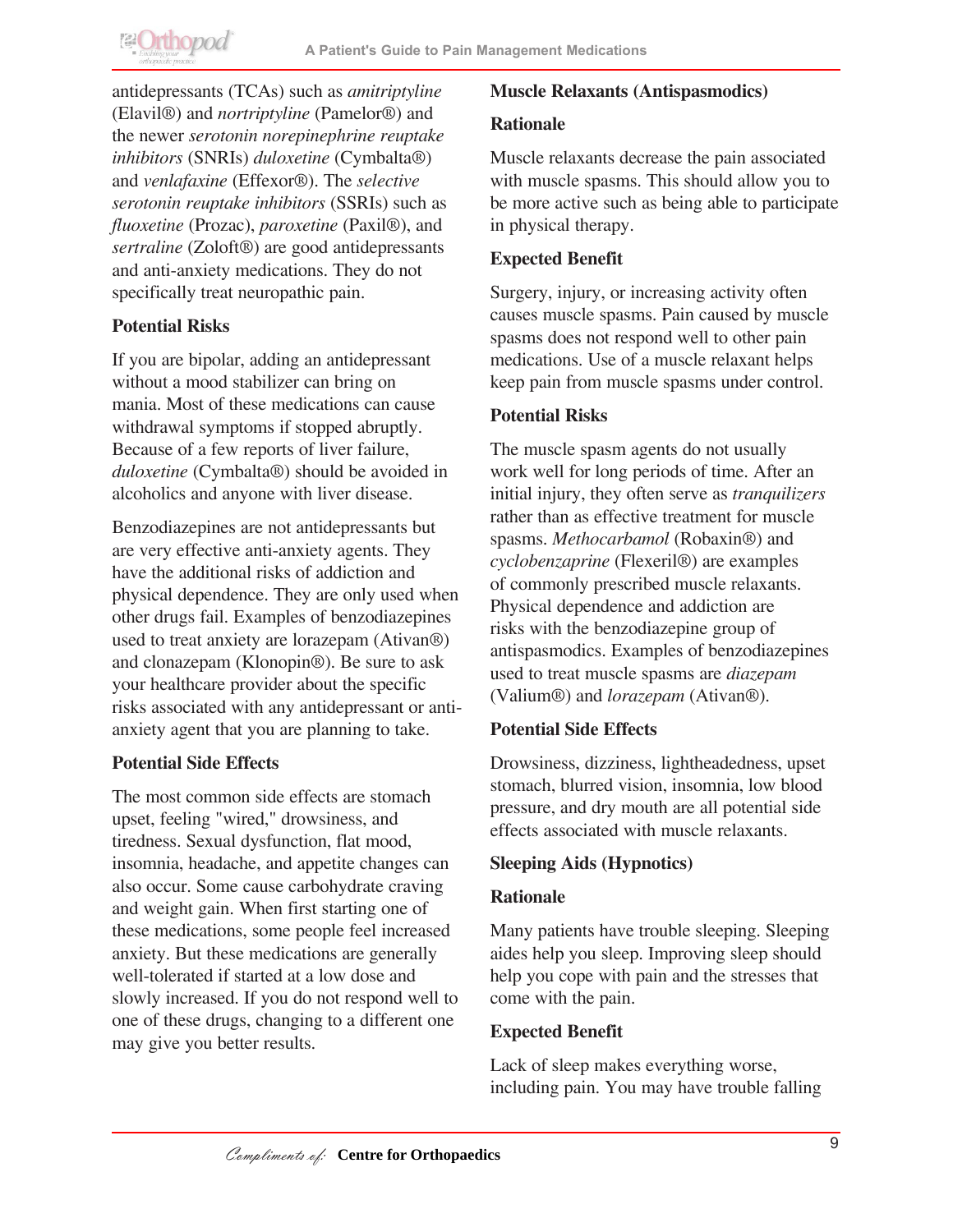antidepressants (TCAs) such as *amitriptyline* (Elavil®) and *nortriptyline* (Pamelor®) and the newer *serotonin norepinephrine reuptake inhibitors* (SNRIs) *duloxetine* (Cymbalta®) and *venlafaxine* (Effexor®). The *selective serotonin reuptake inhibitors* (SSRIs) such as *fluoxetine* (Prozac), *paroxetine* (Paxil®), and *sertraline* (Zoloft®) are good antidepressants and anti-anxiety medications. They do not specifically treat neuropathic pain.

**Potential Risks**

If you are bipolar, adding an antidepressant without a mood stabilizer can bring on mania. Most of these medications can cause withdrawal symptoms if stopped abruptly. Because of a few reports of liver failure, *duloxetine* (Cymbalta®) should be avoided in alcoholics and anyone with liver disease.

Benzodiazepines are not antidepressants but are very effective anti-anxiety agents. They have the additional risks of addiction and physical dependence. They are only used when other drugs fail. Examples of benzodiazepines used to treat anxiety are lorazepam (Ativan®) and clonazepam (Klonopin®). Be sure to ask your healthcare provider about the specific risks associated with any antidepressant or anti-anxiety agent that you are planning to take.

**Potential Side Effects**

The most common side effects are stomach upset, feeling "wired," drowsiness, and tiredness. Sexual dysfunction, flat mood, insomnia, headache, and appetite changes can also occur. Some cause carbohydrate craving and weight gain. When first starting one of these medications, some people feel increased anxiety. But these medications are generally well-tolerated if started at a low dose and slowly increased. If you do not respond well to one of these drugs, changing to a different one may give you better results.

**Muscle Relaxants (Antispasmodics)**

**Rationale**

Muscle relaxants decrease the pain associated with muscle spasms. This should allow you to be more active such as being able to participate in physical therapy.

**Expected Benefit**

Surgery, injury, or increasing activity often causes muscle spasms. Pain caused by muscle spasms does not respond well to other pain medications. Use of a muscle relaxant helps keep pain from muscle spasms under control.

**Potential Risks**

The muscle spasm agents do not usually work well for long periods of time. After an initial injury, they often serve as *tranquilizers* rather than as effective treatment for muscle spasms. *Methocarbamol* (Robaxin®) and *cyclobenzaprine* (Flexeril®) are examples of commonly prescribed muscle relaxants. Physical dependence and addiction are risks with the benzodiazepine group of antispasmodics. Examples of benzodiazepines used to treat muscle spasms are *diazepam* (Valium®) and *lorazepam* (Ativan®).

**Potential Side Effects**

Drowsiness, dizziness, lightheadedness, upset stomach, blurred vision, insomnia, low blood pressure, and dry mouth are all potential side effects associated with muscle relaxants.

**Sleeping Aids (Hypnotics)**

**Rationale**

Many patients have trouble sleeping. Sleeping aides help you sleep. Improving sleep should help you cope with pain and the stresses that come with the pain.

**Expected Benefit**

Lack of sleep makes everything worse, including pain. You may have trouble falling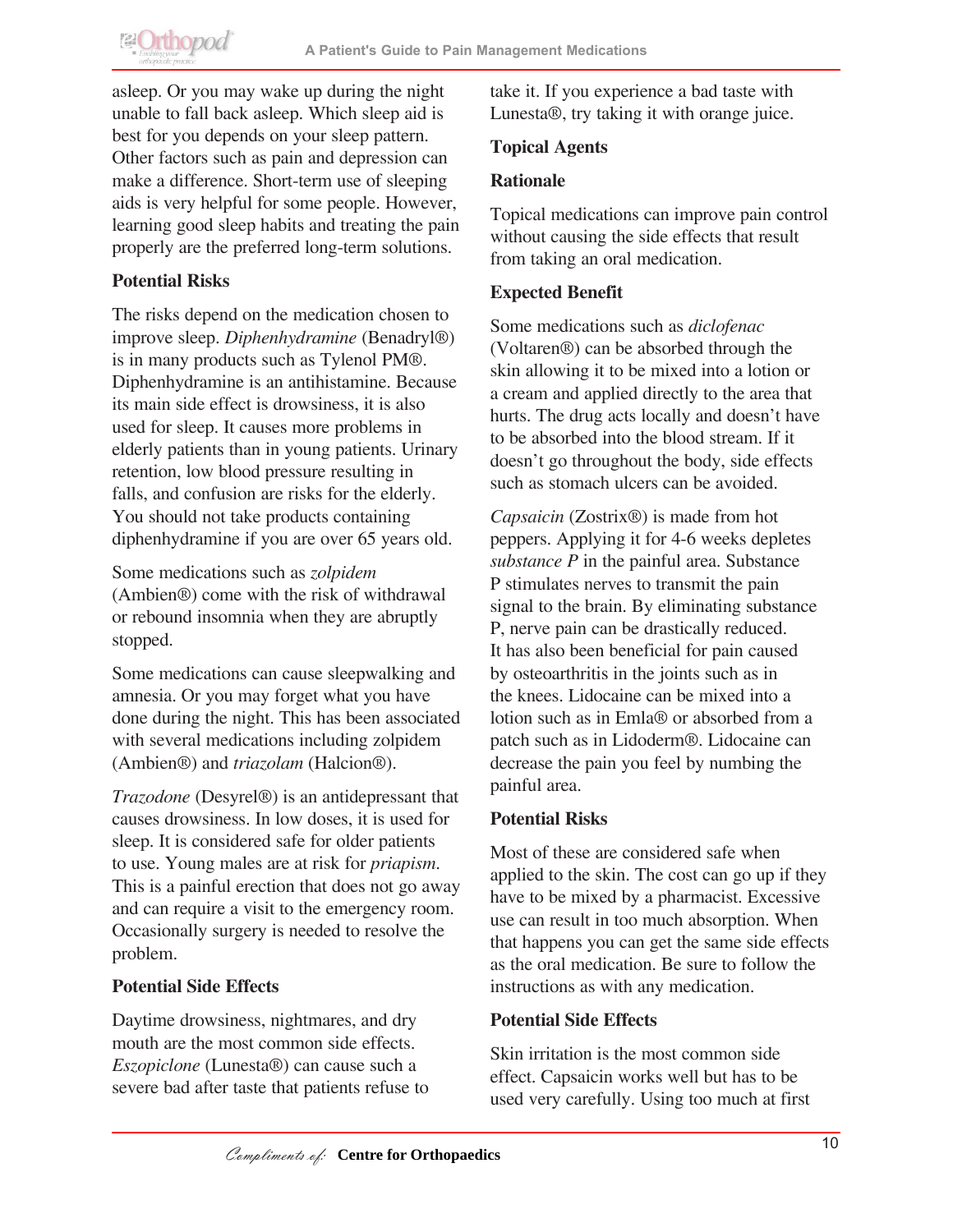asleep. Or you may wake up during the night unable to fall back asleep. Which sleep aid is best for you depends on your sleep pattern. Other factors such as pain and depression can make a difference. Short-term use of sleeping aids is very helpful for some people. However, learning good sleep habits and treating the pain properly are the preferred long-term solutions.

**Potential Risks**

The risks depend on the medication chosen to improve sleep. *Diphenhydramine* (Benadryl®) is in many products such as Tylenol PM®. Diphenhydramine is an antihistamine. Because its main side effect is drowsiness, it is also used for sleep. It causes more problems in elderly patients than in young patients. Urinary retention, low blood pressure resulting in falls, and confusion are risks for the elderly. You should not take products containing diphenhydramine if you are over 65 years old.

Some medications such as *zolpidem* (Ambien®) come with the risk of withdrawal or rebound insomnia when they are abruptly stopped.

Some medications can cause sleepwalking and amnesia. Or you may forget what you have done during the night. This has been associated with several medications including zolpidem (Ambien®) and *triazolam* (Halcion®).

*Trazodone* (Desyrel®) is an antidepressant that causes drowsiness. In low doses, it is used for sleep. It is considered safe for older patients to use. Young males are at risk for *priapism*. This is a painful erection that does not go away and can require a visit to the emergency room. Occasionally surgery is needed to resolve the problem.

**Potential Side Effects**

Daytime drowsiness, nightmares, and dry mouth are the most common side effects. *Eszopiclone* (Lunesta®) can cause such a severe bad after taste that patients refuse to take it. If you experience a bad taste with Lunesta®, try taking it with orange juice.

**Topical Agents**

**Rationale**

Topical medications can improve pain control without causing the side effects that result from taking an oral medication.

**Expected Benefit**

Some medications such as *diclofenac* (Voltaren®) can be absorbed through the skin allowing it to be mixed into a lotion or a cream and applied directly to the area that hurts. The drug acts locally and doesn't have to be absorbed into the blood stream. If it doesn't go throughout the body, side effects such as stomach ulcers can be avoided.

*Capsaicin* (Zostrix®) is made from hot peppers. Applying it for 4-6 weeks depletes *substance P* in the painful area. Substance P stimulates nerves to transmit the pain signal to the brain. By eliminating substance P, nerve pain can be drastically reduced. It has also been beneficial for pain caused by osteoarthritis in the joints such as in the knees. Lidocaine can be mixed into a lotion such as in Emla® or absorbed from a patch such as in Lidoderm®. Lidocaine can decrease the pain you feel by numbing the painful area.

**Potential Risks**

Most of these are considered safe when applied to the skin. The cost can go up if they have to be mixed by a pharmacist. Excessive use can result in too much absorption. When that happens you can get the same side effects as the oral medication. Be sure to follow the instructions as with any medication.

**Potential Side Effects**

Skin irritation is the most common side effect. Capsaicin works well but has to be used very carefully. Using too much at first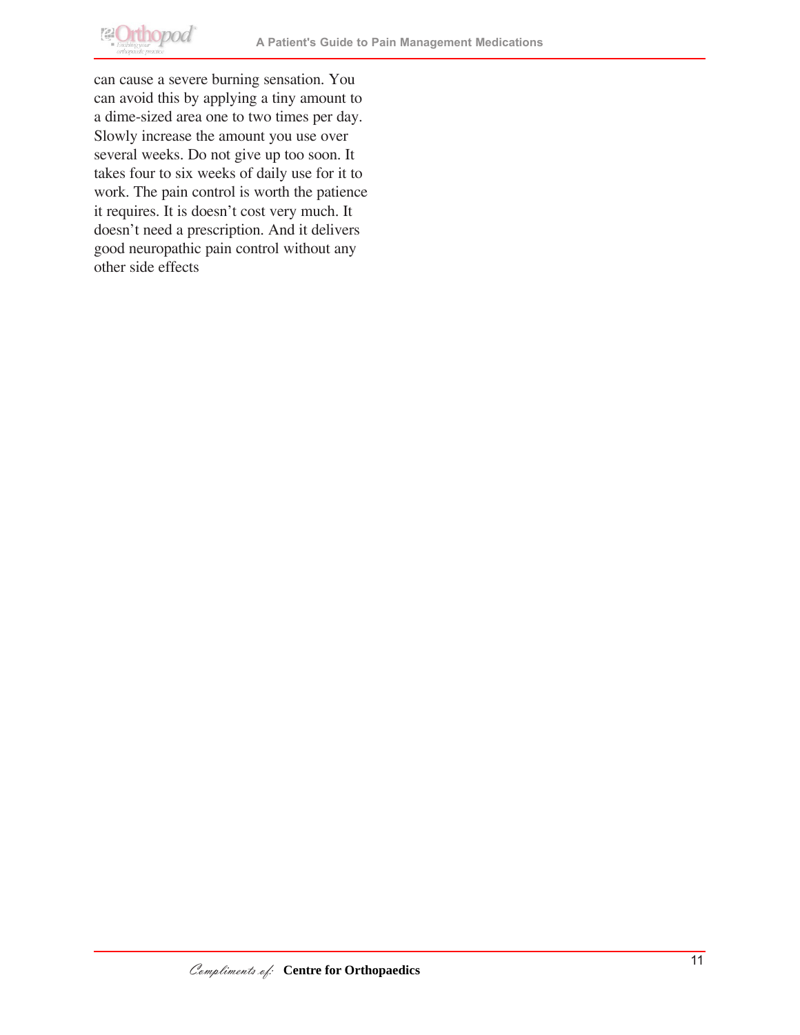can cause a severe burning sensation. You can avoid this by applying a tiny amount to a dime-sized area one to two times per day. Slowly increase the amount you use over several weeks. Do not give up too soon. It takes four to six weeks of daily use for it to work. The pain control is worth the patience it requires. It is doesn't cost very much. It doesn't need a prescription. And it delivers good neuropathic pain control without any other side effects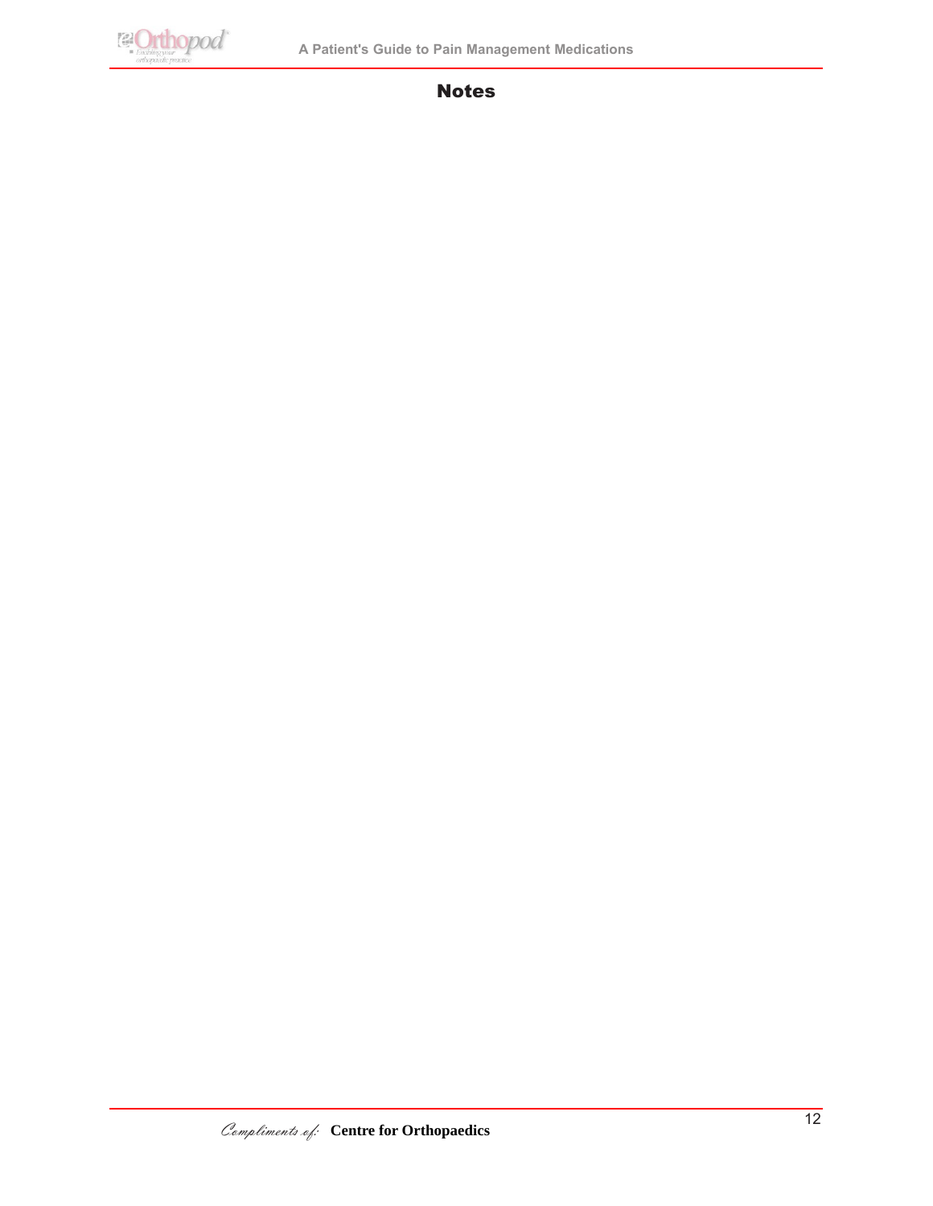# Notes